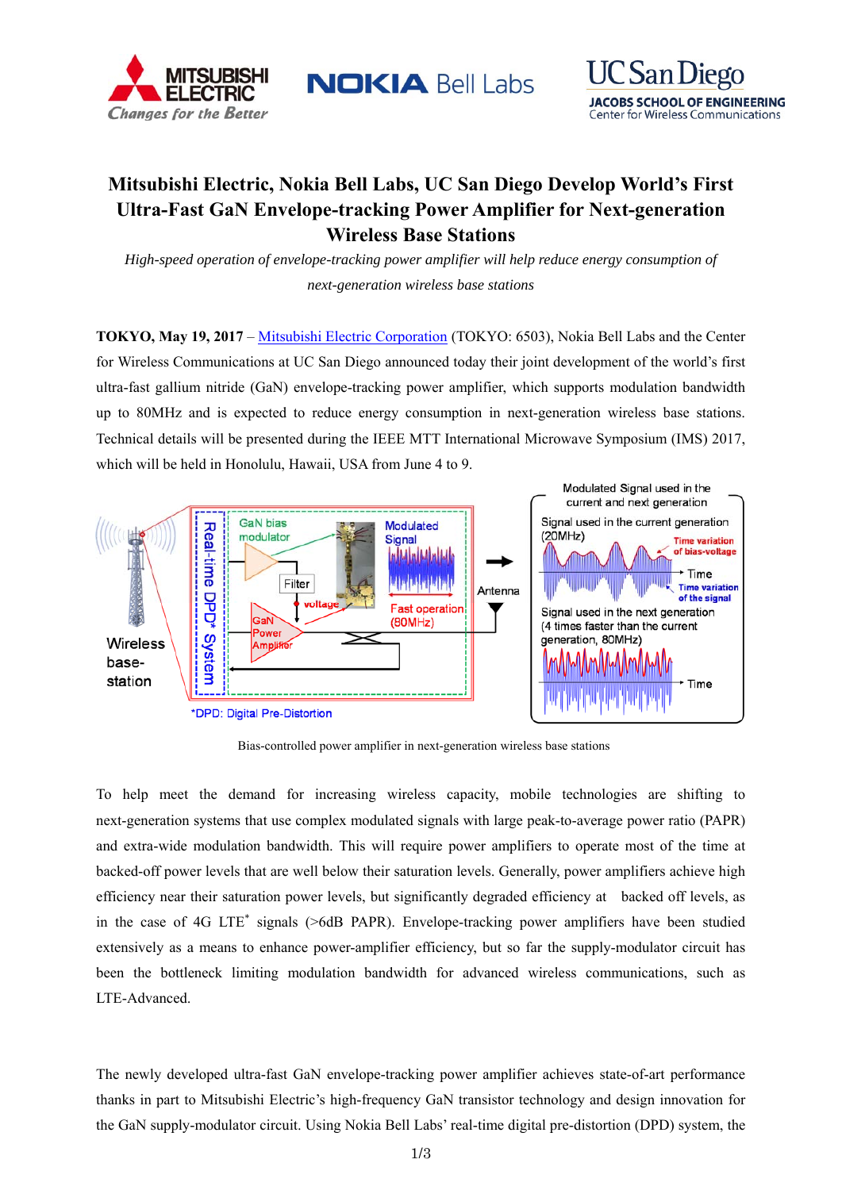# Mitsubishi Electric, Nokia Bell Labs, UC San Diego Develop World's First Ultra-Fast GaN Envelope-tracking Power Amplifier for Next-generation Wireless Base Stations

*High-speed operation of envelope-tracking power amplifier will help reduce energy consumption of next-generation wireless base stations*

**TOKYO, May 19, 2017** – Mitsubishi Electric Corporation (TOKYO: 6503), Nokia Bell Labs and the Center for Wireless Communications at UC San Diego announced today their joint development of the world's first ultra-fast gallium nitride (GaN) envelope-tracking power amplifier, which supports modulation bandwidth up to 80MHz and is expected to reduce energy consumption in next-generation wireless base stations. Technical details will be presented during the IEEE MTT International Microwave Symposium (IMS) 2017, which will be held in Honolulu, Hawaii, USA from June 4 to 9.

Bias-controlled power amplifier in next-generation wireless base stations

To help meet the demand for increasing wireless capacity, mobile technologies are shifting to next-generation systems that use complex modulated signals with large peak-to-average power ratio (PAPR) and extra-wide modulation bandwidth. This will require power amplifiers to operate most of the time at backed-off power levels that are well below their saturation levels. Generally, power amplifiers achieve high efficiency near their saturation power levels, but significantly degraded efficiency at backed off levels, as in the case of 4G LTE* signals (>6dB PAPR). Envelope-tracking power amplifiers have been studied extensively as a means to enhance power-amplifier efficiency, but so far the supply-modulator circuit has been the bottleneck limiting modulation bandwidth for advanced wireless communications, such as LTE-Advanced.

The newly developed ultra-fast GaN envelope-tracking power amplifier achieves state-of-art performance thanks in part to Mitsubishi Electric's high-frequency GaN transistor technology and design innovation for the GaN supply-modulator circuit. Using Nokia Bell Labs' real-time digital pre-distortion (DPD) system, the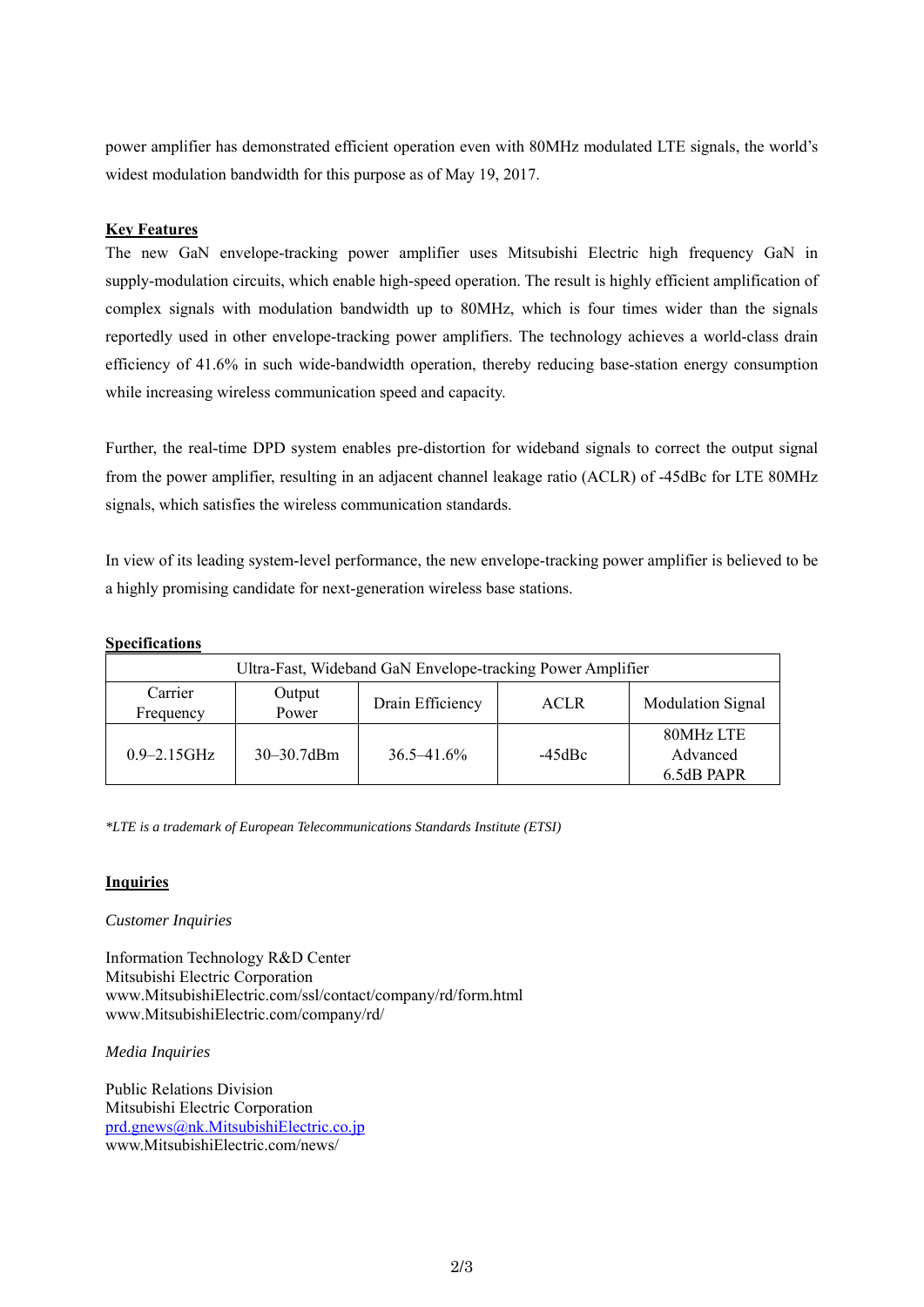power amplifier has demonstrated efficient operation even with 80MHz modulated LTE signals, the world's widest modulation bandwidth for this purpose as of May 19, 2017.

## Key Features

The new GaN envelope-tracking power amplifier uses Mitsubishi Electric high frequency GaN in supply-modulation circuits, which enable high-speed operation. The result is highly efficient amplification of complex signals with modulation bandwidth up to 80MHz, which is four times wider than the signals reportedly used in other envelope-tracking power amplifiers. The technology achieves a world-class drain efficiency of 41.6% in such wide-bandwidth operation, thereby reducing base-station energy consumption while increasing wireless communication speed and capacity.

Further, the real-time DPD system enables pre-distortion for wideband signals to correct the output signal from the power amplifier, resulting in an adjacent channel leakage ratio (ACLR) of -45dBc for LTE 80MHz signals, which satisfies the wireless communication standards.

In view of its leading system-level performance, the new envelope-tracking power amplifier is believed to be a highly promising candidate for next-generation wireless base stations.

## Specifications

| Ultra-Fast, Wideband GaN Envelope-tracking Power Amplifier | | | | |
|---|---|---|---|---|
| Carrier Frequency | Output Power | Drain Efficiency | ACLR | Modulation Signal |
| 0.9–2.15GHz | 30–30.7dBm | 36.5–41.6% | -45dBc | 80MHz LTE Advanced 6.5dB PAPR |

*\*LTE is a trademark of European Telecommunications Standards Institute (ETSI)*

## Inquiries

*Customer Inquiries*

Information Technology R&D Center
Mitsubishi Electric Corporation
www.MitsubishiElectric.com/ssl/contact/company/rd/form.html
www.MitsubishiElectric.com/company/rd/

*Media Inquiries*

Public Relations Division
Mitsubishi Electric Corporation
prd.gnews@nk.MitsubishiElectric.co.jp
www.MitsubishiElectric.com/news/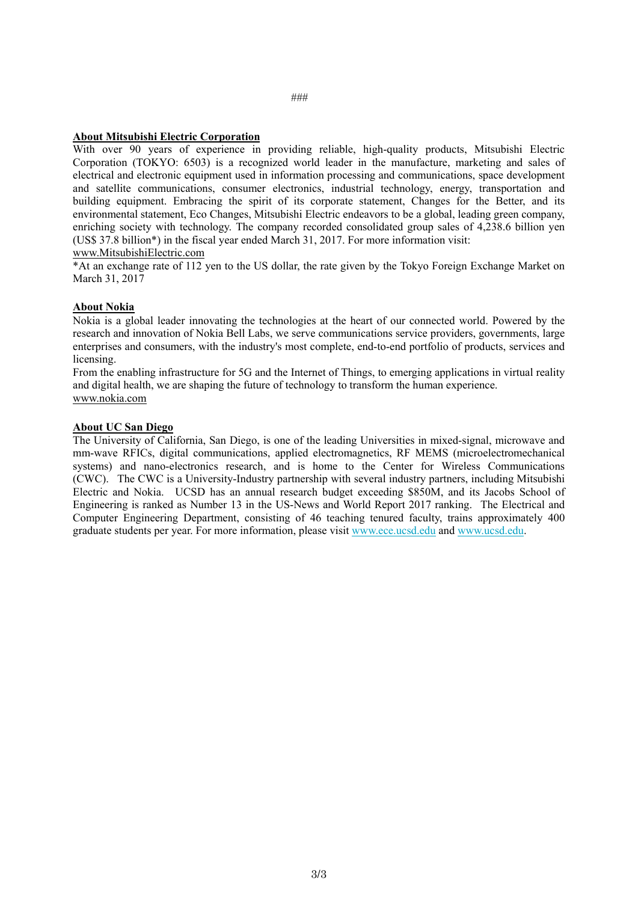###

**About Mitsubishi Electric Corporation**

With over 90 years of experience in providing reliable, high-quality products, Mitsubishi Electric Corporation (TOKYO: 6503) is a recognized world leader in the manufacture, marketing and sales of electrical and electronic equipment used in information processing and communications, space development and satellite communications, consumer electronics, industrial technology, energy, transportation and building equipment. Embracing the spirit of its corporate statement, Changes for the Better, and its environmental statement, Eco Changes, Mitsubishi Electric endeavors to be a global, leading green company, enriching society with technology. The company recorded consolidated group sales of 4,238.6 billion yen (US$ 37.8 billion*) in the fiscal year ended March 31, 2017. For more information visit:
www.MitsubishiElectric.com

*At an exchange rate of 112 yen to the US dollar, the rate given by the Tokyo Foreign Exchange Market on March 31, 2017

**About Nokia**

Nokia is a global leader innovating the technologies at the heart of our connected world. Powered by the research and innovation of Nokia Bell Labs, we serve communications service providers, governments, large enterprises and consumers, with the industry's most complete, end-to-end portfolio of products, services and licensing.

From the enabling infrastructure for 5G and the Internet of Things, to emerging applications in virtual reality and digital health, we are shaping the future of technology to transform the human experience.
www.nokia.com

**About UC San Diego**

The University of California, San Diego, is one of the leading Universities in mixed-signal, microwave and mm-wave RFICs, digital communications, applied electromagnetics, RF MEMS (microelectromechanical systems) and nano-electronics research, and is home to the Center for Wireless Communications (CWC). The CWC is a University-Industry partnership with several industry partners, including Mitsubishi Electric and Nokia. UCSD has an annual research budget exceeding $850M, and its Jacobs School of Engineering is ranked as Number 13 in the US-News and World Report 2017 ranking. The Electrical and Computer Engineering Department, consisting of 46 teaching tenured faculty, trains approximately 400 graduate students per year. For more information, please visit www.ece.ucsd.edu and www.ucsd.edu.